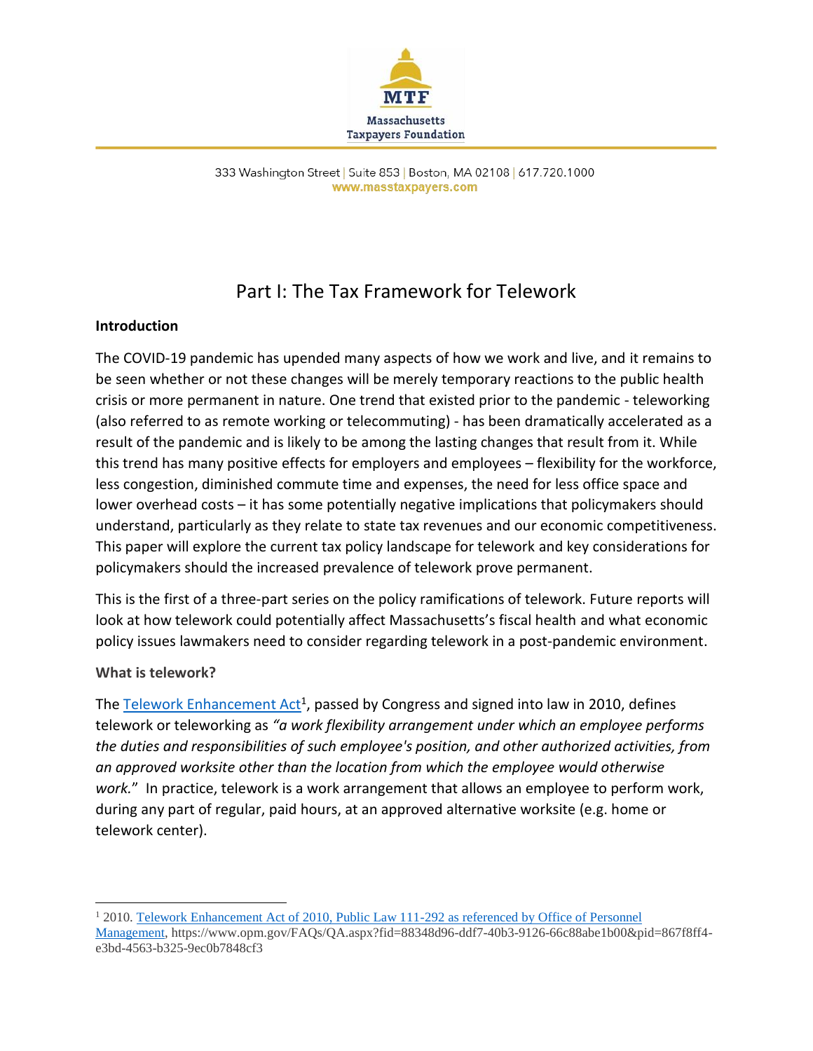Massachusetts Taxpayers Foundation

333 Washington Street | Suite 853 | Boston, MA 02108 | 617.720.1000
www.masstaxpayers.com

# Part I: The Tax Framework for Telework

## Introduction

The COVID-19 pandemic has upended many aspects of how we work and live, and it remains to be seen whether or not these changes will be merely temporary reactions to the public health crisis or more permanent in nature. One trend that existed prior to the pandemic - teleworking (also referred to as remote working or telecommuting) - has been dramatically accelerated as a result of the pandemic and is likely to be among the lasting changes that result from it. While this trend has many positive effects for employers and employees – flexibility for the workforce, less congestion, diminished commute time and expenses, the need for less office space and lower overhead costs – it has some potentially negative implications that policymakers should understand, particularly as they relate to state tax revenues and our economic competitiveness. This paper will explore the current tax policy landscape for telework and key considerations for policymakers should the increased prevalence of telework prove permanent.

This is the first of a three-part series on the policy ramifications of telework. Future reports will look at how telework could potentially affect Massachusetts's fiscal health and what economic policy issues lawmakers need to consider regarding telework in a post-pandemic environment.

### What is telework?

The Telework Enhancement Act[1], passed by Congress and signed into law in 2010, defines telework or teleworking as *"a work flexibility arrangement under which an employee performs the duties and responsibilities of such employee's position, and other authorized activities, from an approved worksite other than the location from which the employee would otherwise work."* In practice, telework is a work arrangement that allows an employee to perform work, during any part of regular, paid hours, at an approved alternative worksite (e.g. home or telework center).

---

[1] 2010. Telework Enhancement Act of 2010, Public Law 111-292 as referenced by Office of Personnel Management, https://www.opm.gov/FAQs/QA.aspx?fid=88348d96-ddf7-40b3-9126-66c88abe1b00&pid=867f8ff4-e3bd-4563-b325-9ec0b7848cf3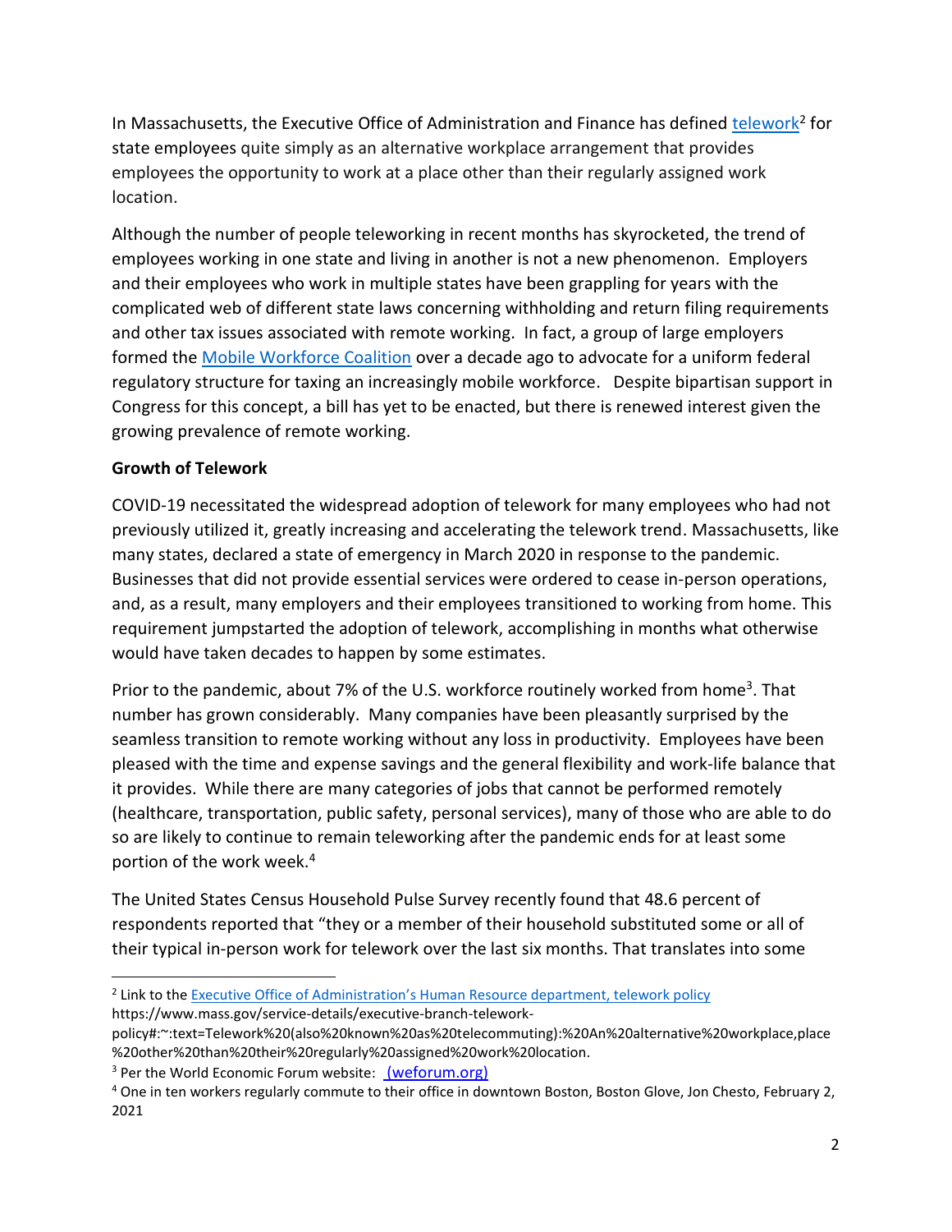In Massachusetts, the Executive Office of Administration and Finance has defined telework[2] for state employees quite simply as an alternative workplace arrangement that provides employees the opportunity to work at a place other than their regularly assigned work location.

Although the number of people teleworking in recent months has skyrocketed, the trend of employees working in one state and living in another is not a new phenomenon. Employers and their employees who work in multiple states have been grappling for years with the complicated web of different state laws concerning withholding and return filing requirements and other tax issues associated with remote working. In fact, a group of large employers formed the Mobile Workforce Coalition over a decade ago to advocate for a uniform federal regulatory structure for taxing an increasingly mobile workforce. Despite bipartisan support in Congress for this concept, a bill has yet to be enacted, but there is renewed interest given the growing prevalence of remote working.

**Growth of Telework**

COVID-19 necessitated the widespread adoption of telework for many employees who had not previously utilized it, greatly increasing and accelerating the telework trend. Massachusetts, like many states, declared a state of emergency in March 2020 in response to the pandemic. Businesses that did not provide essential services were ordered to cease in-person operations, and, as a result, many employers and their employees transitioned to working from home. This requirement jumpstarted the adoption of telework, accomplishing in months what otherwise would have taken decades to happen by some estimates.

Prior to the pandemic, about 7% of the U.S. workforce routinely worked from home[3]. That number has grown considerably. Many companies have been pleasantly surprised by the seamless transition to remote working without any loss in productivity. Employees have been pleased with the time and expense savings and the general flexibility and work-life balance that it provides. While there are many categories of jobs that cannot be performed remotely (healthcare, transportation, public safety, personal services), many of those who are able to do so are likely to continue to remain teleworking after the pandemic ends for at least some portion of the work week.[4]

The United States Census Household Pulse Survey recently found that 48.6 percent of respondents reported that "they or a member of their household substituted some or all of their typical in-person work for telework over the last six months. That translates into some

---

[2] Link to the Executive Office of Administration's Human Resource department, telework policy https://www.mass.gov/service-details/executive-branch-telework-policy#:~:text=Telework%20(also%20known%20as%20telecommuting):%20An%20alternative%20workplace,place%20other%20than%20their%20regularly%20assigned%20work%20location.

[3] Per the World Economic Forum website: (weforum.org)

[4] One in ten workers regularly commute to their office in downtown Boston, Boston Glove, Jon Chesto, February 2, 2021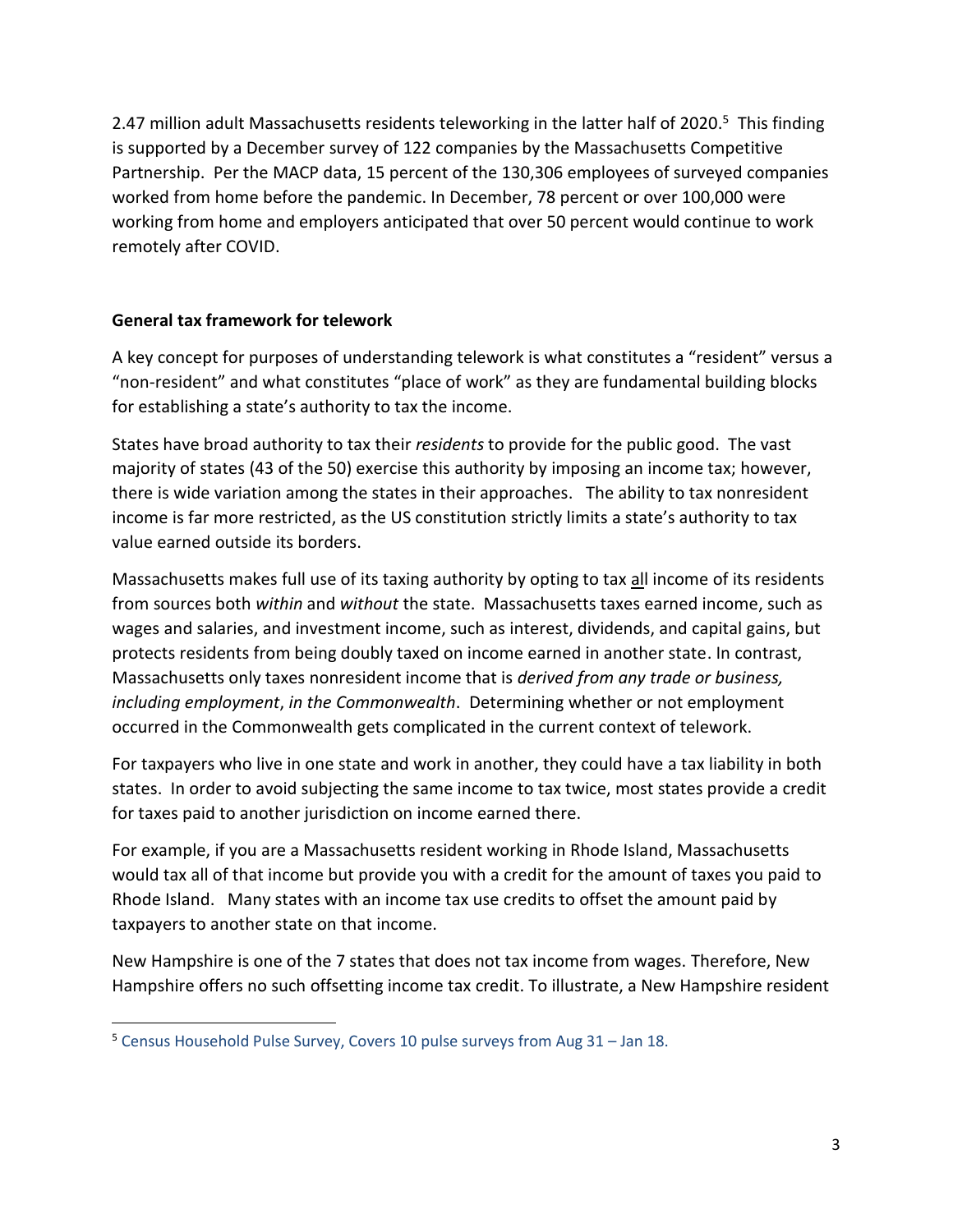2.47 million adult Massachusetts residents teleworking in the latter half of 2020.[5] This finding is supported by a December survey of 122 companies by the Massachusetts Competitive Partnership. Per the MACP data, 15 percent of the 130,306 employees of surveyed companies worked from home before the pandemic. In December, 78 percent or over 100,000 were working from home and employers anticipated that over 50 percent would continue to work remotely after COVID.

**General tax framework for telework**

A key concept for purposes of understanding telework is what constitutes a "resident" versus a "non-resident" and what constitutes "place of work" as they are fundamental building blocks for establishing a state's authority to tax the income.

States have broad authority to tax their *residents* to provide for the public good. The vast majority of states (43 of the 50) exercise this authority by imposing an income tax; however, there is wide variation among the states in their approaches. The ability to tax nonresident income is far more restricted, as the US constitution strictly limits a state's authority to tax value earned outside its borders.

Massachusetts makes full use of its taxing authority by opting to tax <u>all</u> income of its residents from sources both *within* and *without* the state. Massachusetts taxes earned income, such as wages and salaries, and investment income, such as interest, dividends, and capital gains, but protects residents from being doubly taxed on income earned in another state. In contrast, Massachusetts only taxes nonresident income that is *derived from any trade or business, including employment*, *in the Commonwealth*. Determining whether or not employment occurred in the Commonwealth gets complicated in the current context of telework.

For taxpayers who live in one state and work in another, they could have a tax liability in both states. In order to avoid subjecting the same income to tax twice, most states provide a credit for taxes paid to another jurisdiction on income earned there.

For example, if you are a Massachusetts resident working in Rhode Island, Massachusetts would tax all of that income but provide you with a credit for the amount of taxes you paid to Rhode Island. Many states with an income tax use credits to offset the amount paid by taxpayers to another state on that income.

New Hampshire is one of the 7 states that does not tax income from wages. Therefore, New Hampshire offers no such offsetting income tax credit. To illustrate, a New Hampshire resident

[5] Census Household Pulse Survey, Covers 10 pulse surveys from Aug 31 – Jan 18.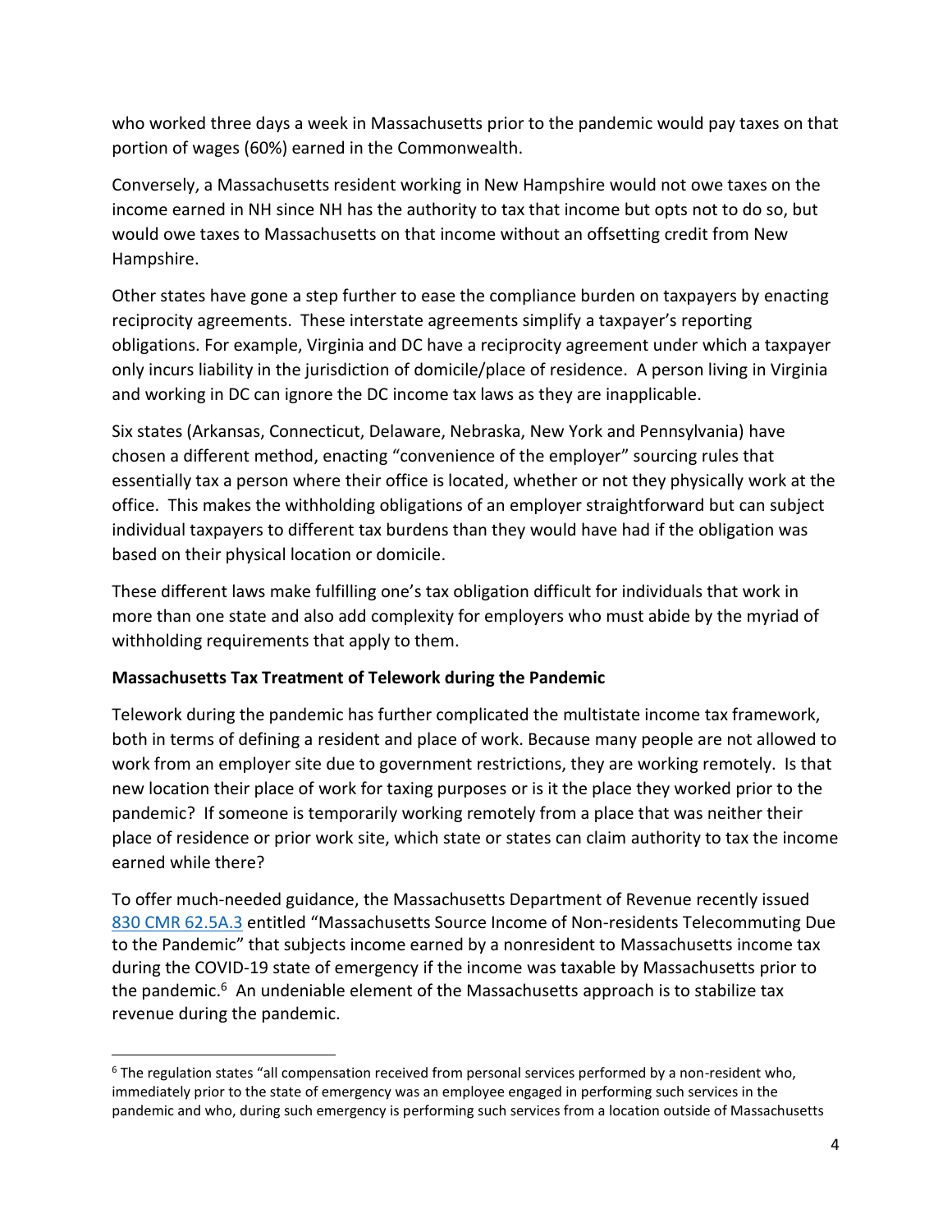who worked three days a week in Massachusetts prior to the pandemic would pay taxes on that portion of wages (60%) earned in the Commonwealth.

Conversely, a Massachusetts resident working in New Hampshire would not owe taxes on the income earned in NH since NH has the authority to tax that income but opts not to do so, but would owe taxes to Massachusetts on that income without an offsetting credit from New Hampshire.

Other states have gone a step further to ease the compliance burden on taxpayers by enacting reciprocity agreements. These interstate agreements simplify a taxpayer's reporting obligations. For example, Virginia and DC have a reciprocity agreement under which a taxpayer only incurs liability in the jurisdiction of domicile/place of residence. A person living in Virginia and working in DC can ignore the DC income tax laws as they are inapplicable.

Six states (Arkansas, Connecticut, Delaware, Nebraska, New York and Pennsylvania) have chosen a different method, enacting "convenience of the employer" sourcing rules that essentially tax a person where their office is located, whether or not they physically work at the office. This makes the withholding obligations of an employer straightforward but can subject individual taxpayers to different tax burdens than they would have had if the obligation was based on their physical location or domicile.

These different laws make fulfilling one's tax obligation difficult for individuals that work in more than one state and also add complexity for employers who must abide by the myriad of withholding requirements that apply to them.

**Massachusetts Tax Treatment of Telework during the Pandemic**

Telework during the pandemic has further complicated the multistate income tax framework, both in terms of defining a resident and place of work. Because many people are not allowed to work from an employer site due to government restrictions, they are working remotely. Is that new location their place of work for taxing purposes or is it the place they worked prior to the pandemic? If someone is temporarily working remotely from a place that was neither their place of residence or prior work site, which state or states can claim authority to tax the income earned while there?

To offer much-needed guidance, the Massachusetts Department of Revenue recently issued [830 CMR 62.5A.3](830 CMR 62.5A.3) entitled "Massachusetts Source Income of Non-residents Telecommuting Due to the Pandemic" that subjects income earned by a nonresident to Massachusetts income tax during the COVID-19 state of emergency if the income was taxable by Massachusetts prior to the pandemic.[6] An undeniable element of the Massachusetts approach is to stabilize tax revenue during the pandemic.

---

[6] The regulation states "all compensation received from personal services performed by a non-resident who, immediately prior to the state of emergency was an employee engaged in performing such services in the pandemic and who, during such emergency is performing such services from a location outside of Massachusetts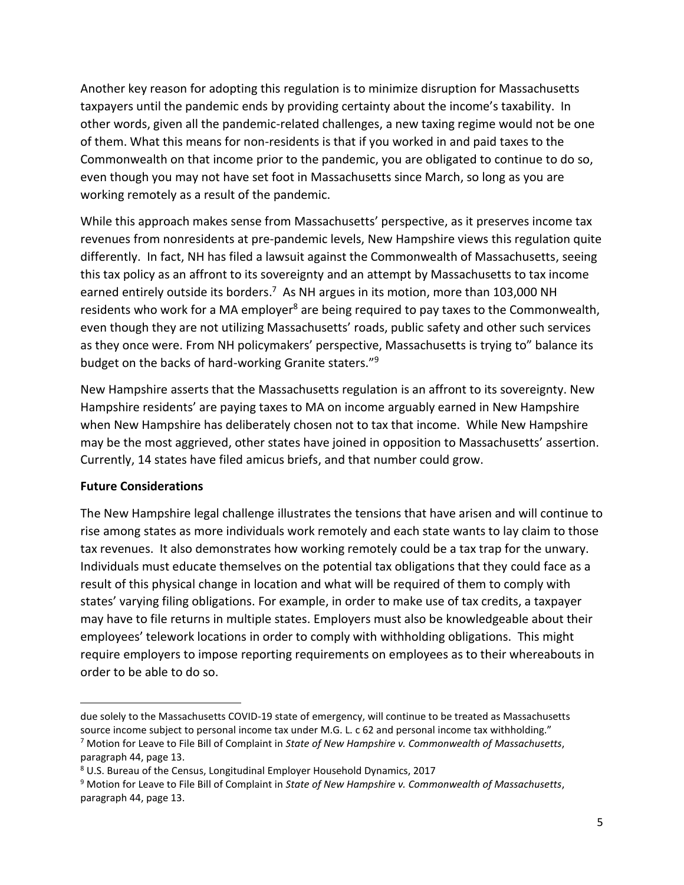Another key reason for adopting this regulation is to minimize disruption for Massachusetts taxpayers until the pandemic ends by providing certainty about the income's taxability. In other words, given all the pandemic-related challenges, a new taxing regime would not be one of them. What this means for non-residents is that if you worked in and paid taxes to the Commonwealth on that income prior to the pandemic, you are obligated to continue to do so, even though you may not have set foot in Massachusetts since March, so long as you are working remotely as a result of the pandemic.

While this approach makes sense from Massachusetts' perspective, as it preserves income tax revenues from nonresidents at pre-pandemic levels, New Hampshire views this regulation quite differently. In fact, NH has filed a lawsuit against the Commonwealth of Massachusetts, seeing this tax policy as an affront to its sovereignty and an attempt by Massachusetts to tax income earned entirely outside its borders.[7] As NH argues in its motion, more than 103,000 NH residents who work for a MA employer[8] are being required to pay taxes to the Commonwealth, even though they are not utilizing Massachusetts' roads, public safety and other such services as they once were. From NH policymakers' perspective, Massachusetts is trying to" balance its budget on the backs of hard-working Granite staters."[9]

New Hampshire asserts that the Massachusetts regulation is an affront to its sovereignty. New Hampshire residents' are paying taxes to MA on income arguably earned in New Hampshire when New Hampshire has deliberately chosen not to tax that income. While New Hampshire may be the most aggrieved, other states have joined in opposition to Massachusetts' assertion. Currently, 14 states have filed amicus briefs, and that number could grow.

**Future Considerations**

The New Hampshire legal challenge illustrates the tensions that have arisen and will continue to rise among states as more individuals work remotely and each state wants to lay claim to those tax revenues. It also demonstrates how working remotely could be a tax trap for the unwary. Individuals must educate themselves on the potential tax obligations that they could face as a result of this physical change in location and what will be required of them to comply with states' varying filing obligations. For example, in order to make use of tax credits, a taxpayer may have to file returns in multiple states. Employers must also be knowledgeable about their employees' telework locations in order to comply with withholding obligations. This might require employers to impose reporting requirements on employees as to their whereabouts in order to be able to do so.

---

due solely to the Massachusetts COVID-19 state of emergency, will continue to be treated as Massachusetts source income subject to personal income tax under M.G. L. c 62 and personal income tax withholding."

[7] Motion for Leave to File Bill of Complaint in *State of New Hampshire v. Commonwealth of Massachusetts*, paragraph 44, page 13.

[8] U.S. Bureau of the Census, Longitudinal Employer Household Dynamics, 2017

[9] Motion for Leave to File Bill of Complaint in *State of New Hampshire v. Commonwealth of Massachusetts*, paragraph 44, page 13.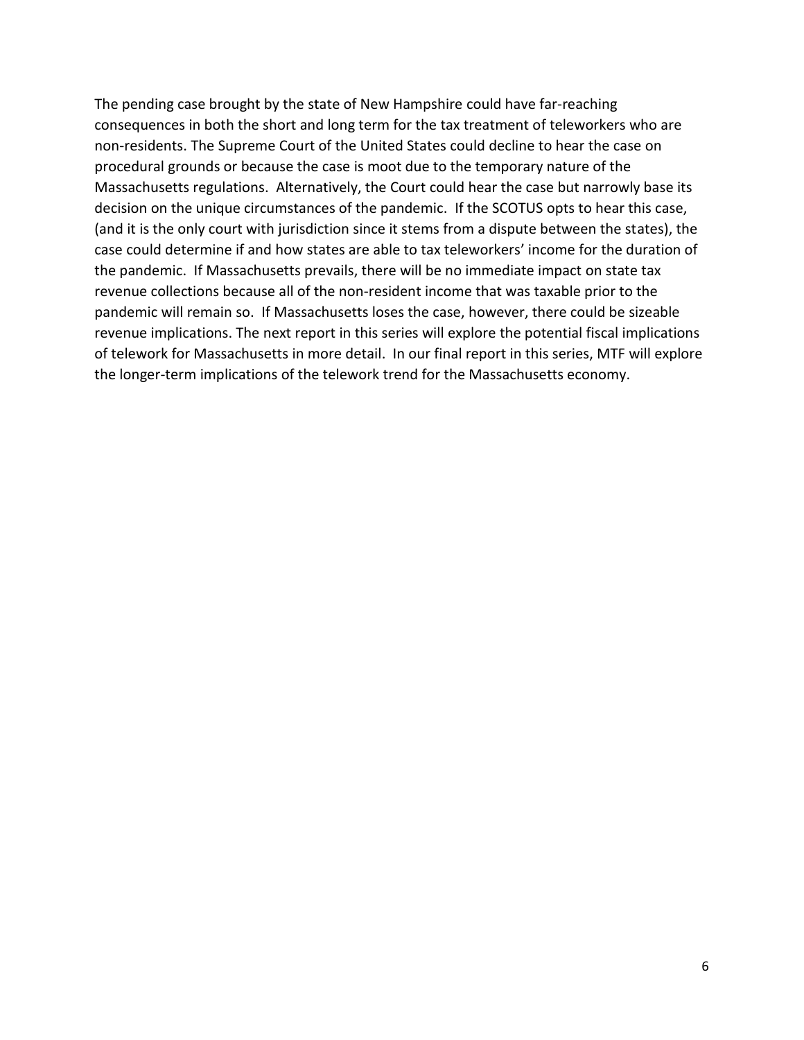The pending case brought by the state of New Hampshire could have far-reaching consequences in both the short and long term for the tax treatment of teleworkers who are non-residents. The Supreme Court of the United States could decline to hear the case on procedural grounds or because the case is moot due to the temporary nature of the Massachusetts regulations. Alternatively, the Court could hear the case but narrowly base its decision on the unique circumstances of the pandemic. If the SCOTUS opts to hear this case, (and it is the only court with jurisdiction since it stems from a dispute between the states), the case could determine if and how states are able to tax teleworkers' income for the duration of the pandemic. If Massachusetts prevails, there will be no immediate impact on state tax revenue collections because all of the non-resident income that was taxable prior to the pandemic will remain so. If Massachusetts loses the case, however, there could be sizeable revenue implications. The next report in this series will explore the potential fiscal implications of telework for Massachusetts in more detail. In our final report in this series, MTF will explore the longer-term implications of the telework trend for the Massachusetts economy.